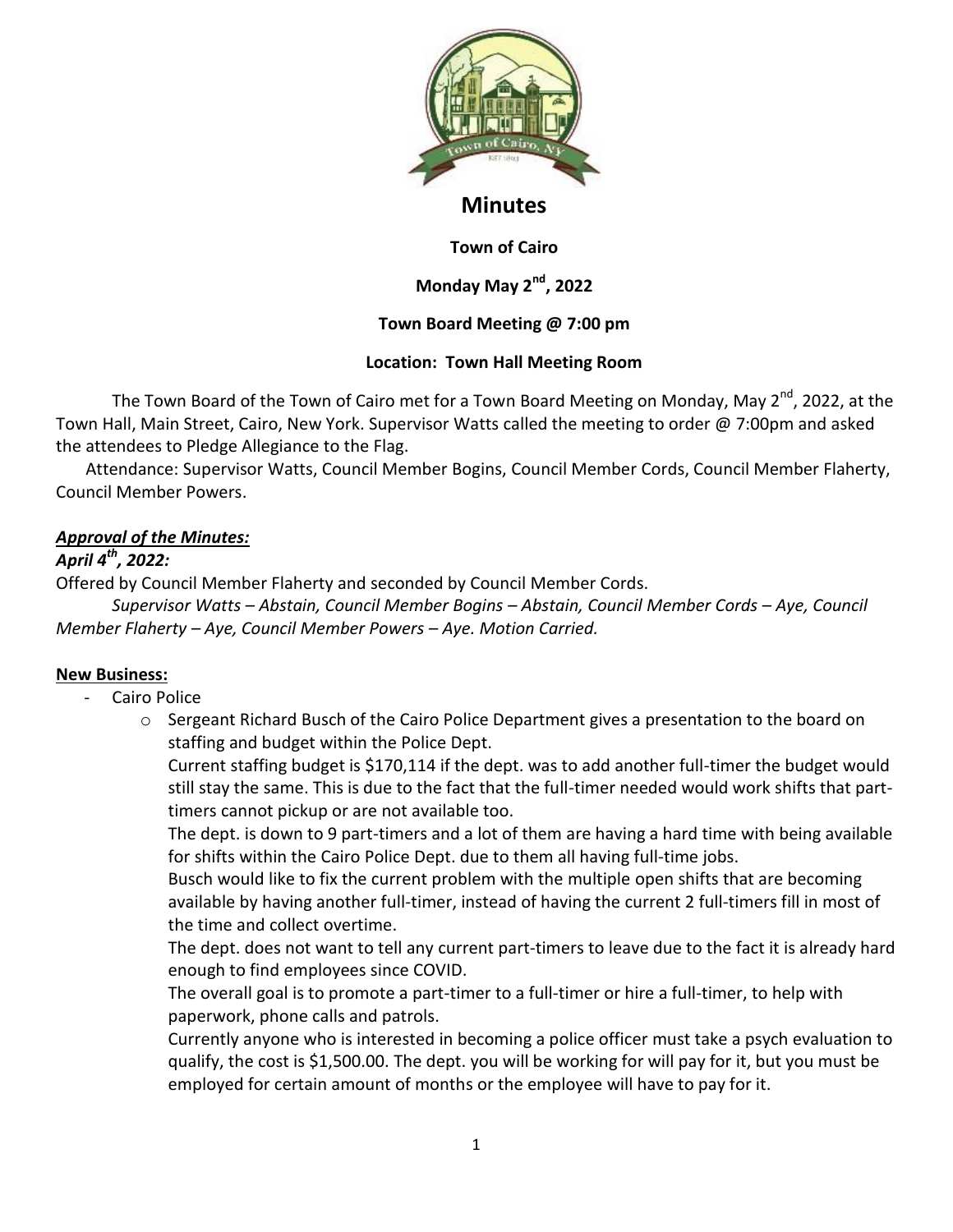# Minutes

**Town of Cairo**

**Monday May 2nd, 2022**

**Town Board Meeting @ 7:00 pm**

**Location: Town Hall Meeting Room**

The Town Board of the Town of Cairo met for a Town Board Meeting on Monday, May 2nd, 2022, at the Town Hall, Main Street, Cairo, New York. Supervisor Watts called the meeting to order @ 7:00pm and asked the attendees to Pledge Allegiance to the Flag.

Attendance: Supervisor Watts, Council Member Bogins, Council Member Cords, Council Member Flaherty, Council Member Powers.

***Approval of the Minutes:***

***April 4th, 2022:***

Offered by Council Member Flaherty and seconded by Council Member Cords.

*Supervisor Watts – Abstain, Council Member Bogins – Abstain, Council Member Cords – Aye, Council Member Flaherty – Aye, Council Member Powers – Aye. Motion Carried.*

**New Business:**

- Cairo Police
  - Sergeant Richard Busch of the Cairo Police Department gives a presentation to the board on staffing and budget within the Police Dept.

    Current staffing budget is $170,114 if the dept. was to add another full-timer the budget would still stay the same. This is due to the fact that the full-timer needed would work shifts that part-timers cannot pickup or are not available too.

    The dept. is down to 9 part-timers and a lot of them are having a hard time with being available for shifts within the Cairo Police Dept. due to them all having full-time jobs.

    Busch would like to fix the current problem with the multiple open shifts that are becoming available by having another full-timer, instead of having the current 2 full-timers fill in most of the time and collect overtime.

    The dept. does not want to tell any current part-timers to leave due to the fact it is already hard enough to find employees since COVID.

    The overall goal is to promote a part-timer to a full-timer or hire a full-timer, to help with paperwork, phone calls and patrols.

    Currently anyone who is interested in becoming a police officer must take a psych evaluation to qualify, the cost is $1,500.00. The dept. you will be working for will pay for it, but you must be employed for certain amount of months or the employee will have to pay for it.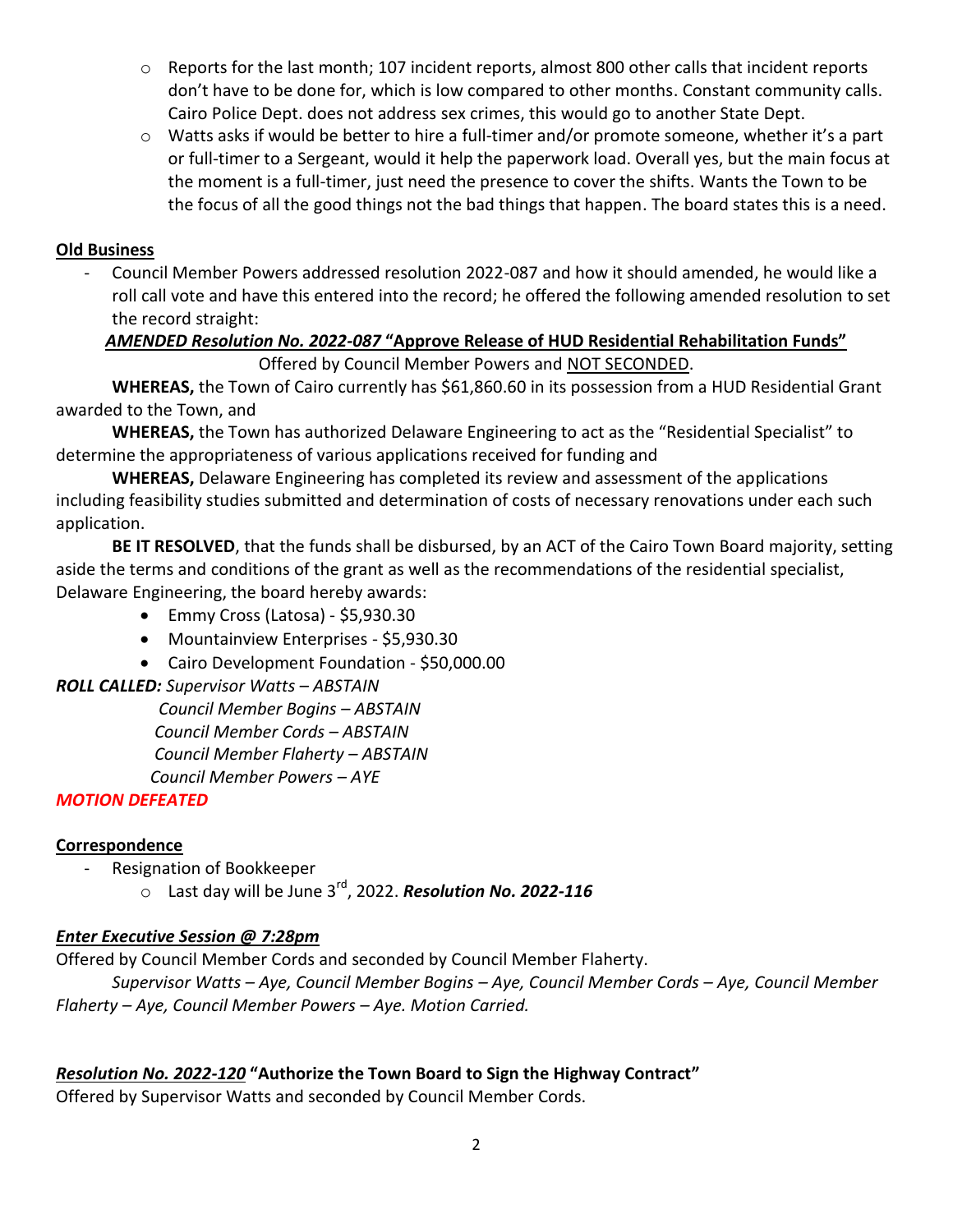- Reports for the last month; 107 incident reports, almost 800 other calls that incident reports don't have to be done for, which is low compared to other months. Constant community calls. Cairo Police Dept. does not address sex crimes, this would go to another State Dept.
- Watts asks if would be better to hire a full-timer and/or promote someone, whether it's a part or full-timer to a Sergeant, would it help the paperwork load. Overall yes, but the main focus at the moment is a full-timer, just need the presence to cover the shifts. Wants the Town to be the focus of all the good things not the bad things that happen. The board states this is a need.

**Old Business**

- Council Member Powers addressed resolution 2022-087 and how it should amended, he would like a roll call vote and have this entered into the record; he offered the following amended resolution to set the record straight:

***AMENDED Resolution No. 2022-087* "Approve Release of HUD Residential Rehabilitation Funds"**

Offered by Council Member Powers and NOT SECONDED.

**WHEREAS,** the Town of Cairo currently has $61,860.60 in its possession from a HUD Residential Grant awarded to the Town, and

**WHEREAS,** the Town has authorized Delaware Engineering to act as the "Residential Specialist" to determine the appropriateness of various applications received for funding and

**WHEREAS,** Delaware Engineering has completed its review and assessment of the applications including feasibility studies submitted and determination of costs of necessary renovations under each such application.

**BE IT RESOLVED**, that the funds shall be disbursed, by an ACT of the Cairo Town Board majority, setting aside the terms and conditions of the grant as well as the recommendations of the residential specialist, Delaware Engineering, the board hereby awards:

- Emmy Cross (Latosa) - $5,930.30
- Mountainview Enterprises - $5,930.30
- Cairo Development Foundation - $50,000.00

***ROLL CALLED:*** *Supervisor Watts – ABSTAIN*
*Council Member Bogins – ABSTAIN*
*Council Member Cords – ABSTAIN*
*Council Member Flaherty – ABSTAIN*
*Council Member Powers – AYE*

***MOTION DEFEATED***

**Correspondence**

- Resignation of Bookkeeper
  - Last day will be June 3rd, 2022. ***Resolution No. 2022-116***

***Enter Executive Session @ 7:28pm***

Offered by Council Member Cords and seconded by Council Member Flaherty.

*Supervisor Watts – Aye, Council Member Bogins – Aye, Council Member Cords – Aye, Council Member Flaherty – Aye, Council Member Powers – Aye. Motion Carried.*

***Resolution No. 2022-120* "Authorize the Town Board to Sign the Highway Contract"**

Offered by Supervisor Watts and seconded by Council Member Cords.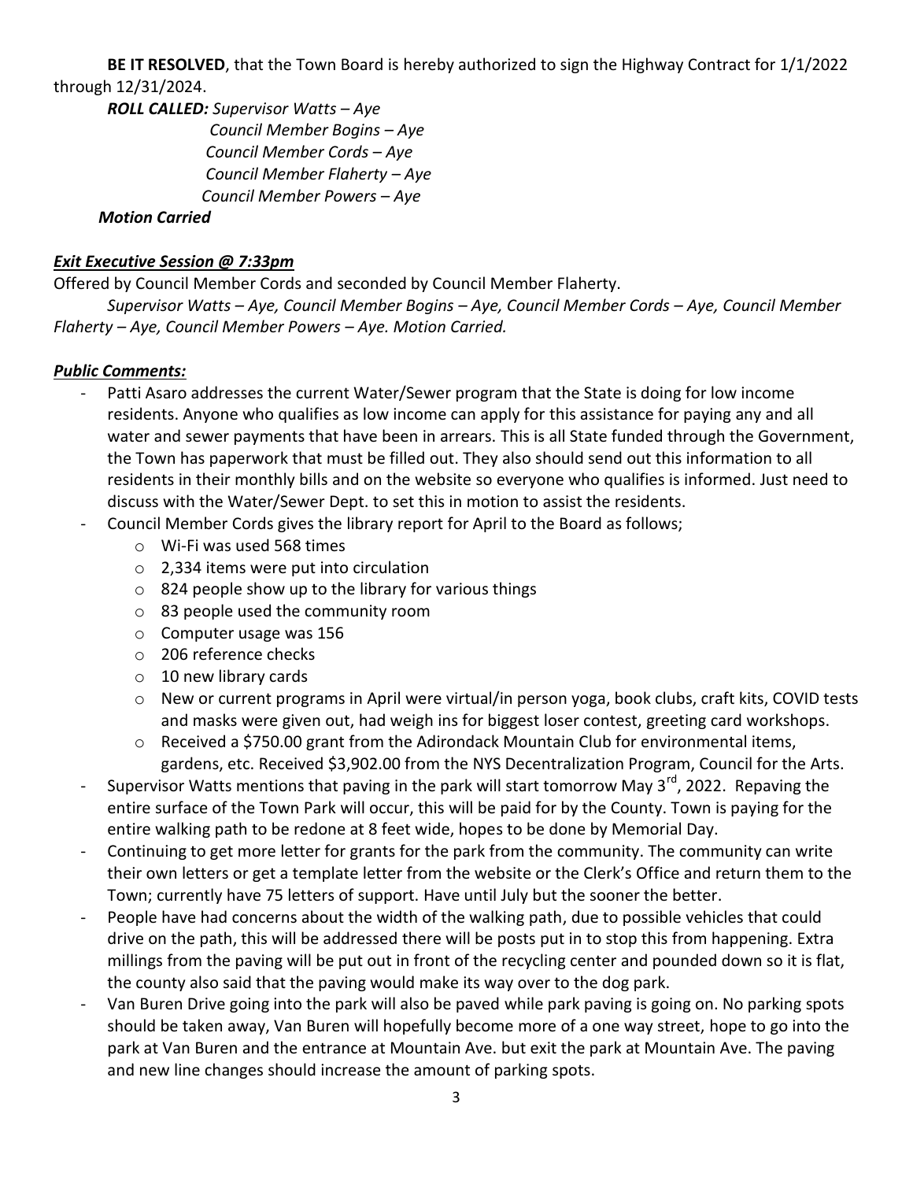**BE IT RESOLVED**, that the Town Board is hereby authorized to sign the Highway Contract for 1/1/2022 through 12/31/2024.

***ROLL CALLED:*** *Supervisor Watts – Aye*
*Council Member Bogins – Aye*
*Council Member Cords – Aye*
*Council Member Flaherty – Aye*
*Council Member Powers – Aye*

***Motion Carried***

***Exit Executive Session @ 7:33pm***

Offered by Council Member Cords and seconded by Council Member Flaherty.

*Supervisor Watts – Aye, Council Member Bogins – Aye, Council Member Cords – Aye, Council Member Flaherty – Aye, Council Member Powers – Aye. Motion Carried.*

***Public Comments:***

- Patti Asaro addresses the current Water/Sewer program that the State is doing for low income residents. Anyone who qualifies as low income can apply for this assistance for paying any and all water and sewer payments that have been in arrears. This is all State funded through the Government, the Town has paperwork that must be filled out. They also should send out this information to all residents in their monthly bills and on the website so everyone who qualifies is informed. Just need to discuss with the Water/Sewer Dept. to set this in motion to assist the residents.
- Council Member Cords gives the library report for April to the Board as follows;
  - Wi-Fi was used 568 times
  - 2,334 items were put into circulation
  - 824 people show up to the library for various things
  - 83 people used the community room
  - Computer usage was 156
  - 206 reference checks
  - 10 new library cards
  - New or current programs in April were virtual/in person yoga, book clubs, craft kits, COVID tests and masks were given out, had weigh ins for biggest loser contest, greeting card workshops.
  - Received a $750.00 grant from the Adirondack Mountain Club for environmental items, gardens, etc. Received $3,902.00 from the NYS Decentralization Program, Council for the Arts.
- Supervisor Watts mentions that paving in the park will start tomorrow May 3rd, 2022. Repaving the entire surface of the Town Park will occur, this will be paid for by the County. Town is paying for the entire walking path to be redone at 8 feet wide, hopes to be done by Memorial Day.
- Continuing to get more letter for grants for the park from the community. The community can write their own letters or get a template letter from the website or the Clerk's Office and return them to the Town; currently have 75 letters of support. Have until July but the sooner the better.
- People have had concerns about the width of the walking path, due to possible vehicles that could drive on the path, this will be addressed there will be posts put in to stop this from happening. Extra millings from the paving will be put out in front of the recycling center and pounded down so it is flat, the county also said that the paving would make its way over to the dog park.
- Van Buren Drive going into the park will also be paved while park paving is going on. No parking spots should be taken away, Van Buren will hopefully become more of a one way street, hope to go into the park at Van Buren and the entrance at Mountain Ave. but exit the park at Mountain Ave. The paving and new line changes should increase the amount of parking spots.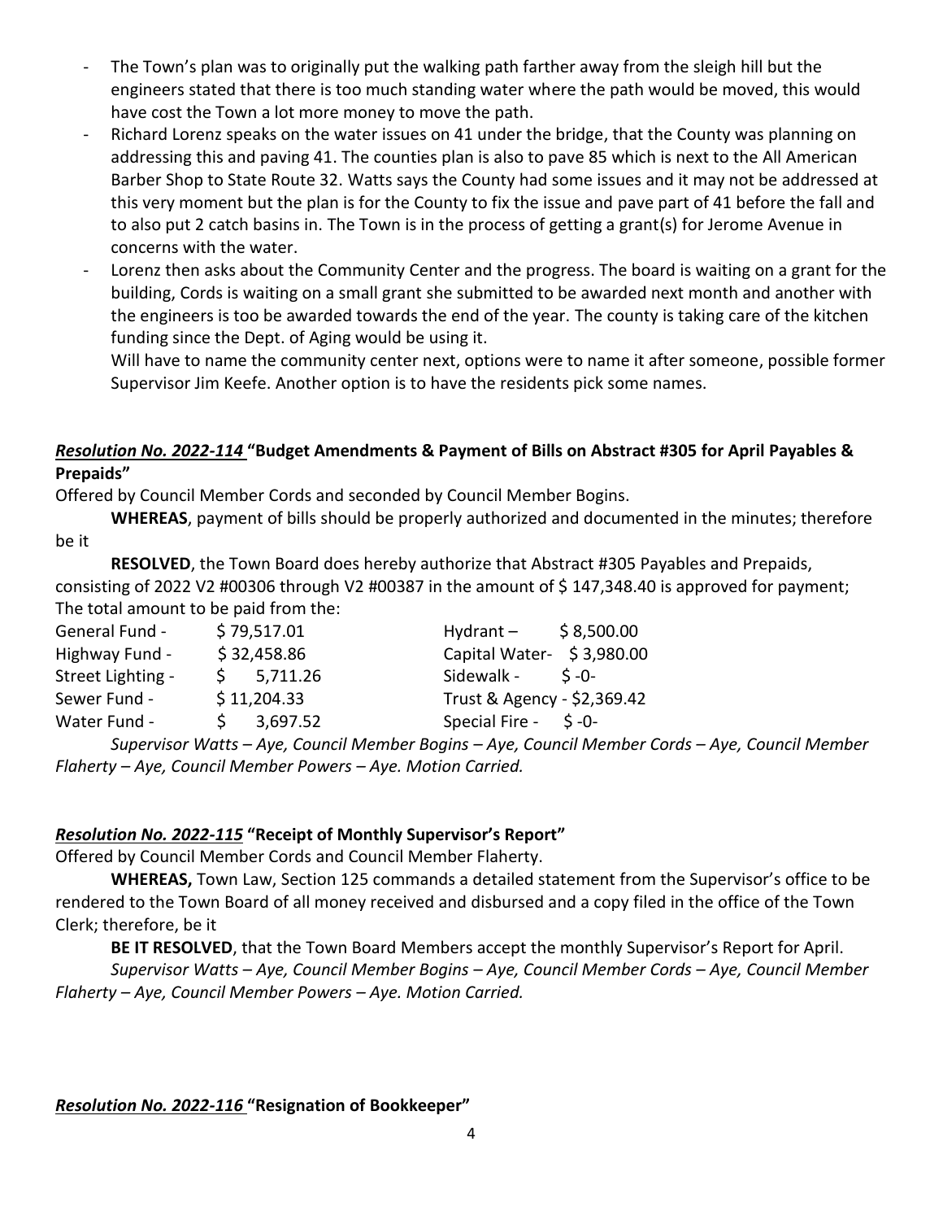- The Town's plan was to originally put the walking path farther away from the sleigh hill but the engineers stated that there is too much standing water where the path would be moved, this would have cost the Town a lot more money to move the path.
- Richard Lorenz speaks on the water issues on 41 under the bridge, that the County was planning on addressing this and paving 41. The counties plan is also to pave 85 which is next to the All American Barber Shop to State Route 32. Watts says the County had some issues and it may not be addressed at this very moment but the plan is for the County to fix the issue and pave part of 41 before the fall and to also put 2 catch basins in. The Town is in the process of getting a grant(s) for Jerome Avenue in concerns with the water.
- Lorenz then asks about the Community Center and the progress. The board is waiting on a grant for the building, Cords is waiting on a small grant she submitted to be awarded next month and another with the engineers is too be awarded towards the end of the year. The county is taking care of the kitchen funding since the Dept. of Aging would be using it.

  Will have to name the community center next, options were to name it after someone, possible former Supervisor Jim Keefe. Another option is to have the residents pick some names.

### ***Resolution No. 2022-114*** **"Budget Amendments & Payment of Bills on Abstract #305 for April Payables & Prepaids"**

Offered by Council Member Cords and seconded by Council Member Bogins.

**WHEREAS**, payment of bills should be properly authorized and documented in the minutes; therefore be it

**RESOLVED**, the Town Board does hereby authorize that Abstract #305 Payables and Prepaids, consisting of 2022 V2 #00306 through V2 #00387 in the amount of $ 147,348.40 is approved for payment; The total amount to be paid from the:

| | | | |
|---|---|---|---|
| General Fund - | $ 79,517.01 | Hydrant – | $ 8,500.00 |
| Highway Fund - | $ 32,458.86 | Capital Water- | $ 3,980.00 |
| Street Lighting - | $ 5,711.26 | Sidewalk - | $ -0- |
| Sewer Fund - | $ 11,204.33 | Trust & Agency - | $2,369.42 |
| Water Fund - | $ 3,697.52 | Special Fire - | $ -0- |

*Supervisor Watts – Aye, Council Member Bogins – Aye, Council Member Cords – Aye, Council Member Flaherty – Aye, Council Member Powers – Aye. Motion Carried.*

### ***Resolution No. 2022-115*** **"Receipt of Monthly Supervisor's Report"**

Offered by Council Member Cords and Council Member Flaherty.

**WHEREAS,** Town Law, Section 125 commands a detailed statement from the Supervisor's office to be rendered to the Town Board of all money received and disbursed and a copy filed in the office of the Town Clerk; therefore, be it

**BE IT RESOLVED**, that the Town Board Members accept the monthly Supervisor's Report for April.

*Supervisor Watts – Aye, Council Member Bogins – Aye, Council Member Cords – Aye, Council Member Flaherty – Aye, Council Member Powers – Aye. Motion Carried.*

### ***Resolution No. 2022-116*** **"Resignation of Bookkeeper"**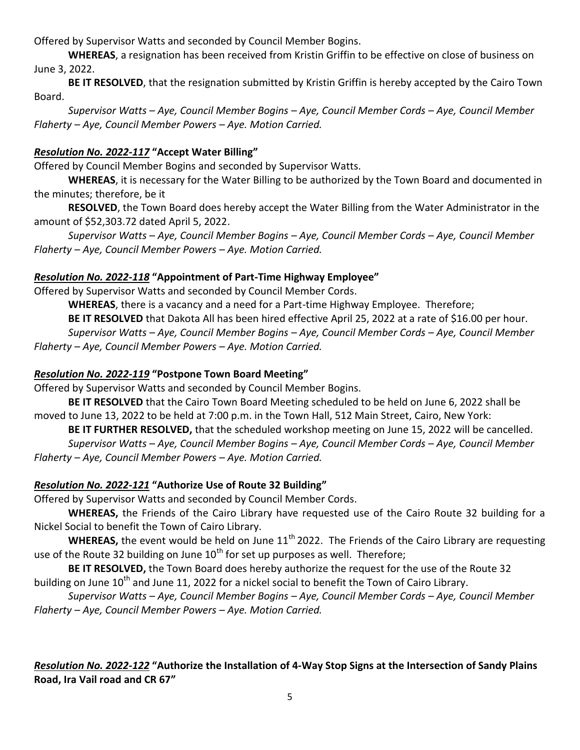Offered by Supervisor Watts and seconded by Council Member Bogins.

**WHEREAS**, a resignation has been received from Kristin Griffin to be effective on close of business on June 3, 2022.

**BE IT RESOLVED**, that the resignation submitted by Kristin Griffin is hereby accepted by the Cairo Town Board.

*Supervisor Watts – Aye, Council Member Bogins – Aye, Council Member Cords – Aye, Council Member Flaherty – Aye, Council Member Powers – Aye. Motion Carried.*

***Resolution No. 2022-117*** **"Accept Water Billing"**

Offered by Council Member Bogins and seconded by Supervisor Watts.

**WHEREAS**, it is necessary for the Water Billing to be authorized by the Town Board and documented in the minutes; therefore, be it

**RESOLVED**, the Town Board does hereby accept the Water Billing from the Water Administrator in the amount of $52,303.72 dated April 5, 2022.

*Supervisor Watts – Aye, Council Member Bogins – Aye, Council Member Cords – Aye, Council Member Flaherty – Aye, Council Member Powers – Aye. Motion Carried.*

***Resolution No. 2022-118*** **"Appointment of Part-Time Highway Employee"**

Offered by Supervisor Watts and seconded by Council Member Cords.

**WHEREAS**, there is a vacancy and a need for a Part-time Highway Employee. Therefore;

**BE IT RESOLVED** that Dakota All has been hired effective April 25, 2022 at a rate of $16.00 per hour.

*Supervisor Watts – Aye, Council Member Bogins – Aye, Council Member Cords – Aye, Council Member Flaherty – Aye, Council Member Powers – Aye. Motion Carried.*

***Resolution No. 2022-119*** **"Postpone Town Board Meeting"**

Offered by Supervisor Watts and seconded by Council Member Bogins.

**BE IT RESOLVED** that the Cairo Town Board Meeting scheduled to be held on June 6, 2022 shall be moved to June 13, 2022 to be held at 7:00 p.m. in the Town Hall, 512 Main Street, Cairo, New York:

**BE IT FURTHER RESOLVED,** that the scheduled workshop meeting on June 15, 2022 will be cancelled.

*Supervisor Watts – Aye, Council Member Bogins – Aye, Council Member Cords – Aye, Council Member Flaherty – Aye, Council Member Powers – Aye. Motion Carried.*

***Resolution No. 2022-121*** **"Authorize Use of Route 32 Building"**

Offered by Supervisor Watts and seconded by Council Member Cords.

**WHEREAS,** the Friends of the Cairo Library have requested use of the Cairo Route 32 building for a Nickel Social to benefit the Town of Cairo Library.

**WHEREAS,** the event would be held on June 11th 2022. The Friends of the Cairo Library are requesting use of the Route 32 building on June 10th for set up purposes as well. Therefore;

**BE IT RESOLVED,** the Town Board does hereby authorize the request for the use of the Route 32 building on June 10th and June 11, 2022 for a nickel social to benefit the Town of Cairo Library.

*Supervisor Watts – Aye, Council Member Bogins – Aye, Council Member Cords – Aye, Council Member Flaherty – Aye, Council Member Powers – Aye. Motion Carried.*

***Resolution No. 2022-122*** **"Authorize the Installation of 4-Way Stop Signs at the Intersection of Sandy Plains Road, Ira Vail road and CR 67"**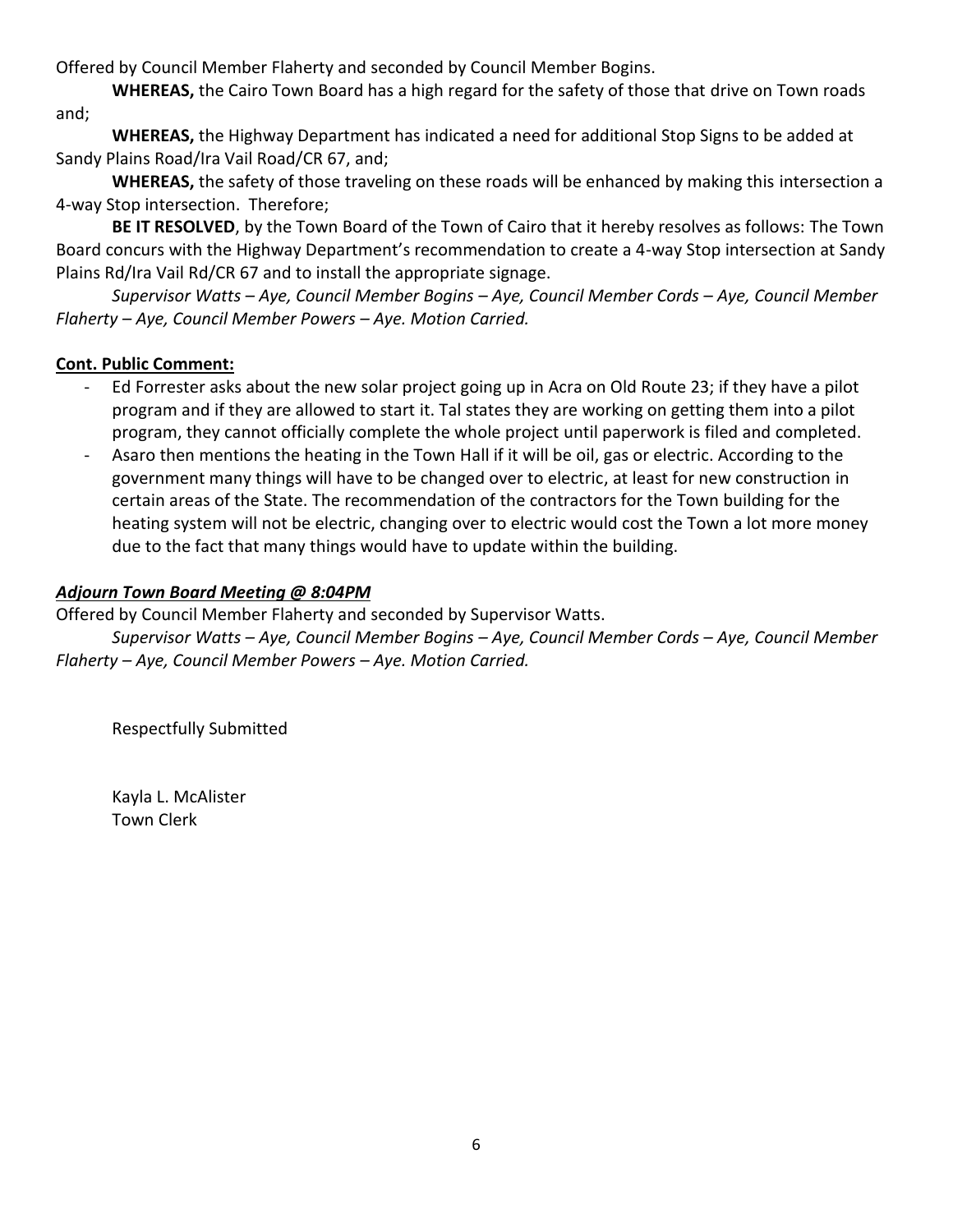Offered by Council Member Flaherty and seconded by Council Member Bogins.

**WHEREAS,** the Cairo Town Board has a high regard for the safety of those that drive on Town roads and;

**WHEREAS,** the Highway Department has indicated a need for additional Stop Signs to be added at Sandy Plains Road/Ira Vail Road/CR 67, and;

**WHEREAS,** the safety of those traveling on these roads will be enhanced by making this intersection a 4-way Stop intersection. Therefore;

**BE IT RESOLVED**, by the Town Board of the Town of Cairo that it hereby resolves as follows: The Town Board concurs with the Highway Department's recommendation to create a 4-way Stop intersection at Sandy Plains Rd/Ira Vail Rd/CR 67 and to install the appropriate signage.

*Supervisor Watts – Aye, Council Member Bogins – Aye, Council Member Cords – Aye, Council Member Flaherty – Aye, Council Member Powers – Aye. Motion Carried.*

**Cont. Public Comment:**

- Ed Forrester asks about the new solar project going up in Acra on Old Route 23; if they have a pilot program and if they are allowed to start it. Tal states they are working on getting them into a pilot program, they cannot officially complete the whole project until paperwork is filed and completed.
- Asaro then mentions the heating in the Town Hall if it will be oil, gas or electric. According to the government many things will have to be changed over to electric, at least for new construction in certain areas of the State. The recommendation of the contractors for the Town building for the heating system will not be electric, changing over to electric would cost the Town a lot more money due to the fact that many things would have to update within the building.

***Adjourn Town Board Meeting @ 8:04PM***

Offered by Council Member Flaherty and seconded by Supervisor Watts.

*Supervisor Watts – Aye, Council Member Bogins – Aye, Council Member Cords – Aye, Council Member Flaherty – Aye, Council Member Powers – Aye. Motion Carried.*

Respectfully Submitted

Kayla L. McAlister
Town Clerk